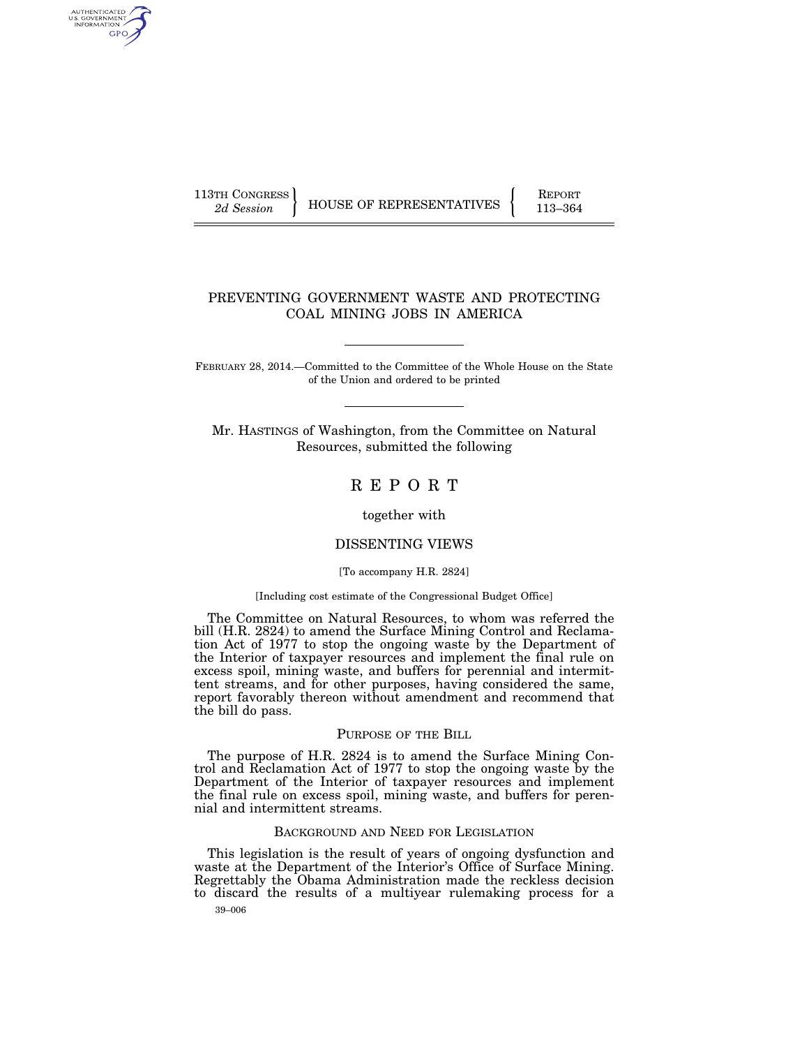113TH CONGRESS
*2d Session*

HOUSE OF REPRESENTATIVES

REPORT
113–364

# PREVENTING GOVERNMENT WASTE AND PROTECTING COAL MINING JOBS IN AMERICA

FEBRUARY 28, 2014.—Committed to the Committee of the Whole House on the State of the Union and ordered to be printed

Mr. HASTINGS of Washington, from the Committee on Natural Resources, submitted the following

# R E P O R T

together with

## DISSENTING VIEWS

[To accompany H.R. 2824]

[Including cost estimate of the Congressional Budget Office]

The Committee on Natural Resources, to whom was referred the bill (H.R. 2824) to amend the Surface Mining Control and Reclamation Act of 1977 to stop the ongoing waste by the Department of the Interior of taxpayer resources and implement the final rule on excess spoil, mining waste, and buffers for perennial and intermittent streams, and for other purposes, having considered the same, report favorably thereon without amendment and recommend that the bill do pass.

## PURPOSE OF THE BILL

The purpose of H.R. 2824 is to amend the Surface Mining Control and Reclamation Act of 1977 to stop the ongoing waste by the Department of the Interior of taxpayer resources and implement the final rule on excess spoil, mining waste, and buffers for perennial and intermittent streams.

## BACKGROUND AND NEED FOR LEGISLATION

This legislation is the result of years of ongoing dysfunction and waste at the Department of the Interior's Office of Surface Mining. Regrettably the Obama Administration made the reckless decision to discard the results of a multiyear rulemaking process for a

39–006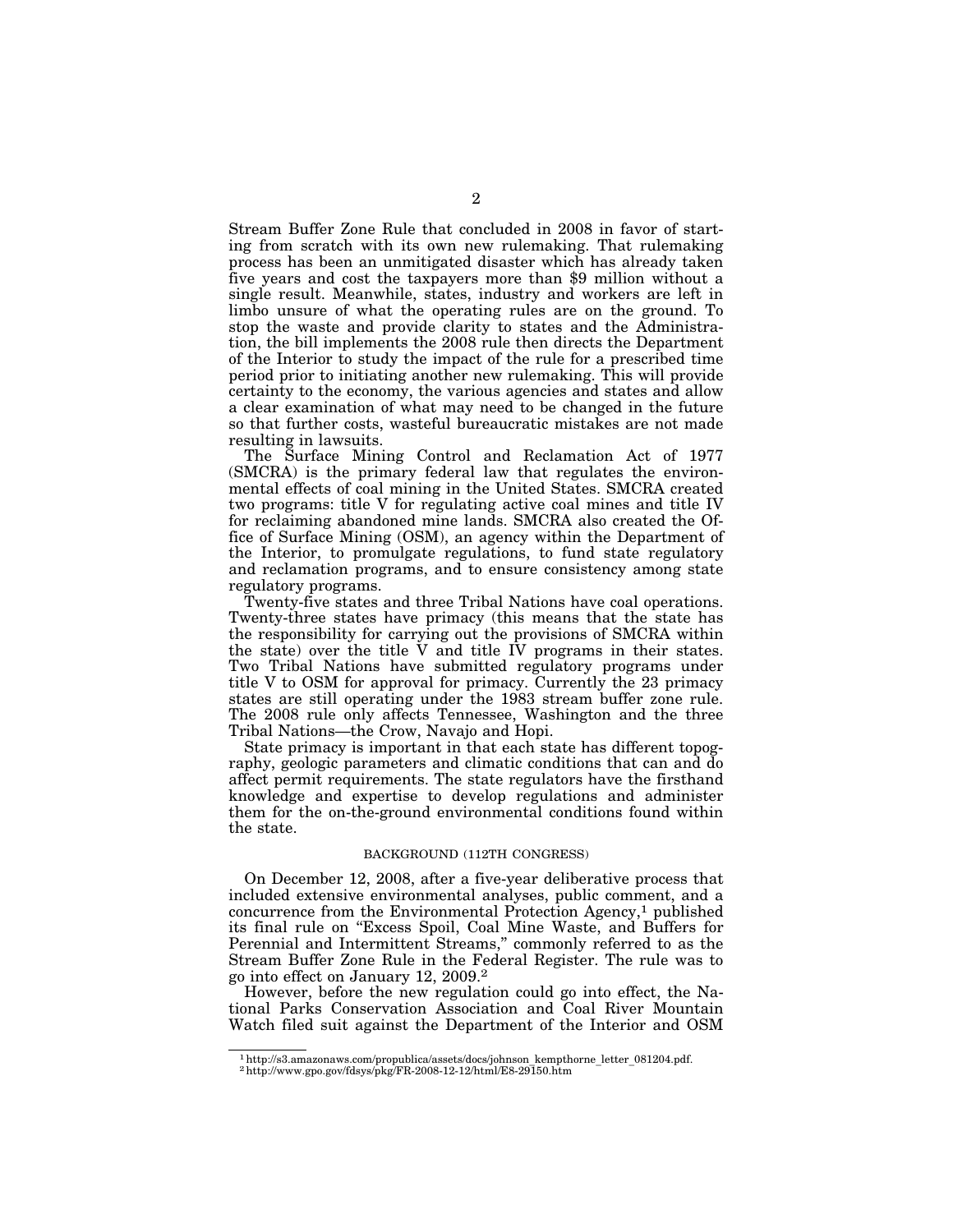Stream Buffer Zone Rule that concluded in 2008 in favor of starting from scratch with its own new rulemaking. That rulemaking process has been an unmitigated disaster which has already taken five years and cost the taxpayers more than $9 million without a single result. Meanwhile, states, industry and workers are left in limbo unsure of what the operating rules are on the ground. To stop the waste and provide clarity to states and the Administration, the bill implements the 2008 rule then directs the Department of the Interior to study the impact of the rule for a prescribed time period prior to initiating another new rulemaking. This will provide certainty to the economy, the various agencies and states and allow a clear examination of what may need to be changed in the future so that further costs, wasteful bureaucratic mistakes are not made resulting in lawsuits.

The Surface Mining Control and Reclamation Act of 1977 (SMCRA) is the primary federal law that regulates the environmental effects of coal mining in the United States. SMCRA created two programs: title V for regulating active coal mines and title IV for reclaiming abandoned mine lands. SMCRA also created the Office of Surface Mining (OSM), an agency within the Department of the Interior, to promulgate regulations, to fund state regulatory and reclamation programs, and to ensure consistency among state regulatory programs.

Twenty-five states and three Tribal Nations have coal operations. Twenty-three states have primacy (this means that the state has the responsibility for carrying out the provisions of SMCRA within the state) over the title V and title IV programs in their states. Two Tribal Nations have submitted regulatory programs under title V to OSM for approval for primacy. Currently the 23 primacy states are still operating under the 1983 stream buffer zone rule. The 2008 rule only affects Tennessee, Washington and the three Tribal Nations—the Crow, Navajo and Hopi.

State primacy is important in that each state has different topography, geologic parameters and climatic conditions that can and do affect permit requirements. The state regulators have the firsthand knowledge and expertise to develop regulations and administer them for the on-the-ground environmental conditions found within the state.

## BACKGROUND (112TH CONGRESS)

On December 12, 2008, after a five-year deliberative process that included extensive environmental analyses, public comment, and a concurrence from the Environmental Protection Agency,[1] published its final rule on "Excess Spoil, Coal Mine Waste, and Buffers for Perennial and Intermittent Streams," commonly referred to as the Stream Buffer Zone Rule in the Federal Register. The rule was to go into effect on January 12, 2009.[2]

However, before the new regulation could go into effect, the National Parks Conservation Association and Coal River Mountain Watch filed suit against the Department of the Interior and OSM

[1] http://s3.amazonaws.com/propublica/assets/docs/johnson_kempthorne_letter_081204.pdf.
[2] http://www.gpo.gov/fdsys/pkg/FR-2008-12-12/html/E8-29150.htm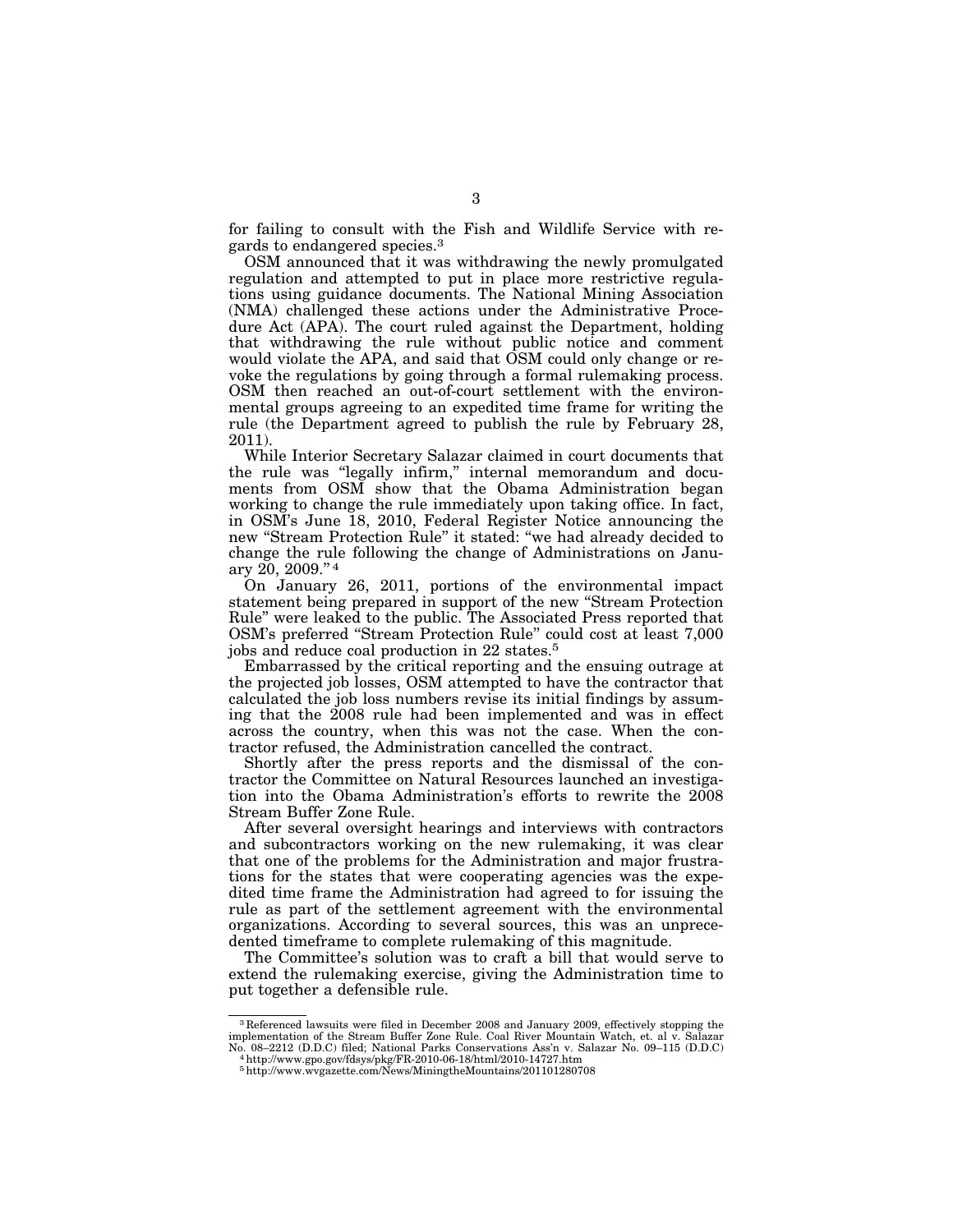for failing to consult with the Fish and Wildlife Service with regards to endangered species.[3]

OSM announced that it was withdrawing the newly promulgated regulation and attempted to put in place more restrictive regulations using guidance documents. The National Mining Association (NMA) challenged these actions under the Administrative Procedure Act (APA). The court ruled against the Department, holding that withdrawing the rule without public notice and comment would violate the APA, and said that OSM could only change or revoke the regulations by going through a formal rulemaking process. OSM then reached an out-of-court settlement with the environmental groups agreeing to an expedited time frame for writing the rule (the Department agreed to publish the rule by February 28, 2011).

While Interior Secretary Salazar claimed in court documents that the rule was "legally infirm," internal memorandum and documents from OSM show that the Obama Administration began working to change the rule immediately upon taking office. In fact, in OSM's June 18, 2010, Federal Register Notice announcing the new "Stream Protection Rule" it stated: "we had already decided to change the rule following the change of Administrations on January 20, 2009."[4]

On January 26, 2011, portions of the environmental impact statement being prepared in support of the new "Stream Protection Rule" were leaked to the public. The Associated Press reported that OSM's preferred "Stream Protection Rule" could cost at least 7,000 jobs and reduce coal production in 22 states.[5]

Embarrassed by the critical reporting and the ensuing outrage at the projected job losses, OSM attempted to have the contractor that calculated the job loss numbers revise its initial findings by assuming that the 2008 rule had been implemented and was in effect across the country, when this was not the case. When the contractor refused, the Administration cancelled the contract.

Shortly after the press reports and the dismissal of the contractor the Committee on Natural Resources launched an investigation into the Obama Administration's efforts to rewrite the 2008 Stream Buffer Zone Rule.

After several oversight hearings and interviews with contractors and subcontractors working on the new rulemaking, it was clear that one of the problems for the Administration and major frustrations for the states that were cooperating agencies was the expedited time frame the Administration had agreed to for issuing the rule as part of the settlement agreement with the environmental organizations. According to several sources, this was an unprecedented timeframe to complete rulemaking of this magnitude.

The Committee's solution was to craft a bill that would serve to extend the rulemaking exercise, giving the Administration time to put together a defensible rule.

---

[3] Referenced lawsuits were filed in December 2008 and January 2009, effectively stopping the implementation of the Stream Buffer Zone Rule. Coal River Mountain Watch, et. al v. Salazar No. 08–2212 (D.D.C) filed; National Parks Conservations Ass'n v. Salazar No. 09–115 (D.D.C)

[4] http://www.gpo.gov/fdsys/pkg/FR-2010-06-18/html/2010-14727.htm

[5] http://www.wvgazette.com/News/MiningtheMountains/201101280708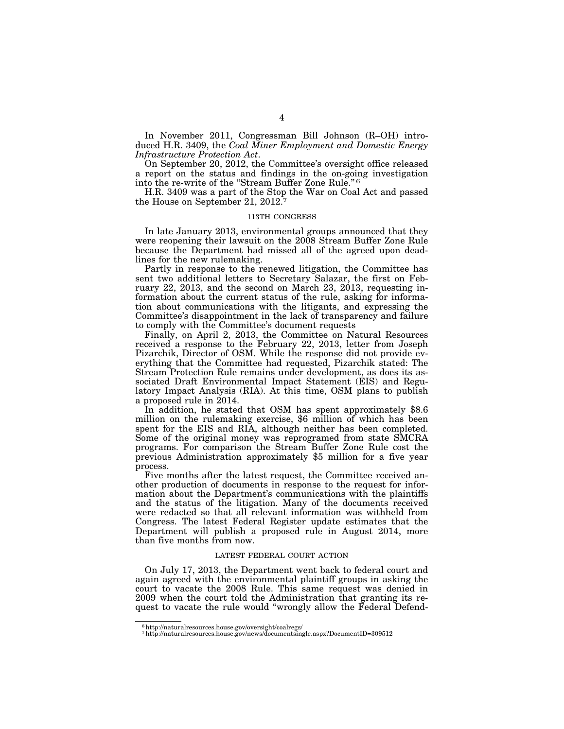In November 2011, Congressman Bill Johnson (R–OH) introduced H.R. 3409, the *Coal Miner Employment and Domestic Energy Infrastructure Protection Act*.

On September 20, 2012, the Committee's oversight office released a report on the status and findings in the on-going investigation into the re-write of the "Stream Buffer Zone Rule."[6]

H.R. 3409 was a part of the Stop the War on Coal Act and passed the House on September 21, 2012.[7]

## 113TH CONGRESS

In late January 2013, environmental groups announced that they were reopening their lawsuit on the 2008 Stream Buffer Zone Rule because the Department had missed all of the agreed upon deadlines for the new rulemaking.

Partly in response to the renewed litigation, the Committee has sent two additional letters to Secretary Salazar, the first on February 22, 2013, and the second on March 23, 2013, requesting information about the current status of the rule, asking for information about communications with the litigants, and expressing the Committee's disappointment in the lack of transparency and failure to comply with the Committee's document requests

Finally, on April 2, 2013, the Committee on Natural Resources received a response to the February 22, 2013, letter from Joseph Pizarchik, Director of OSM. While the response did not provide everything that the Committee had requested, Pizarchik stated: The Stream Protection Rule remains under development, as does its associated Draft Environmental Impact Statement (EIS) and Regulatory Impact Analysis (RIA). At this time, OSM plans to publish a proposed rule in 2014.

In addition, he stated that OSM has spent approximately $8.6 million on the rulemaking exercise, $6 million of which has been spent for the EIS and RIA, although neither has been completed. Some of the original money was reprogramed from state SMCRA programs. For comparison the Stream Buffer Zone Rule cost the previous Administration approximately $5 million for a five year process.

Five months after the latest request, the Committee received another production of documents in response to the request for information about the Department's communications with the plaintiffs and the status of the litigation. Many of the documents received were redacted so that all relevant information was withheld from Congress. The latest Federal Register update estimates that the Department will publish a proposed rule in August 2014, more than five months from now.

## LATEST FEDERAL COURT ACTION

On July 17, 2013, the Department went back to federal court and again agreed with the environmental plaintiff groups in asking the court to vacate the 2008 Rule. This same request was denied in 2009 when the court told the Administration that granting its request to vacate the rule would "wrongly allow the Federal Defend-

---

[6] http://naturalresources.house.gov/oversight/coalregs/

[7] http://naturalresources.house.gov/news/documentsingle.aspx?DocumentID=309512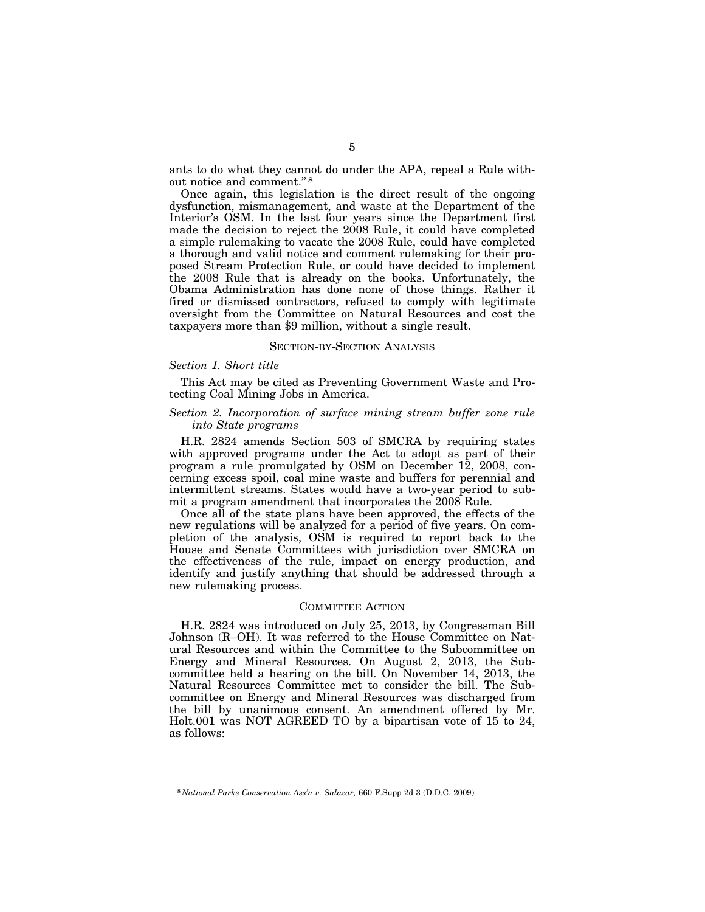ants to do what they cannot do under the APA, repeal a Rule without notice and comment."[8]

Once again, this legislation is the direct result of the ongoing dysfunction, mismanagement, and waste at the Department of the Interior's OSM. In the last four years since the Department first made the decision to reject the 2008 Rule, it could have completed a simple rulemaking to vacate the 2008 Rule, could have completed a thorough and valid notice and comment rulemaking for their proposed Stream Protection Rule, or could have decided to implement the 2008 Rule that is already on the books. Unfortunately, the Obama Administration has done none of those things. Rather it fired or dismissed contractors, refused to comply with legitimate oversight from the Committee on Natural Resources and cost the taxpayers more than $9 million, without a single result.

## SECTION-BY-SECTION ANALYSIS

### *Section 1. Short title*

This Act may be cited as Preventing Government Waste and Protecting Coal Mining Jobs in America.

### *Section 2. Incorporation of surface mining stream buffer zone rule into State programs*

H.R. 2824 amends Section 503 of SMCRA by requiring states with approved programs under the Act to adopt as part of their program a rule promulgated by OSM on December 12, 2008, concerning excess spoil, coal mine waste and buffers for perennial and intermittent streams. States would have a two-year period to submit a program amendment that incorporates the 2008 Rule.

Once all of the state plans have been approved, the effects of the new regulations will be analyzed for a period of five years. On completion of the analysis, OSM is required to report back to the House and Senate Committees with jurisdiction over SMCRA on the effectiveness of the rule, impact on energy production, and identify and justify anything that should be addressed through a new rulemaking process.

## COMMITTEE ACTION

H.R. 2824 was introduced on July 25, 2013, by Congressman Bill Johnson (R–OH). It was referred to the House Committee on Natural Resources and within the Committee to the Subcommittee on Energy and Mineral Resources. On August 2, 2013, the Subcommittee held a hearing on the bill. On November 14, 2013, the Natural Resources Committee met to consider the bill. The Subcommittee on Energy and Mineral Resources was discharged from the bill by unanimous consent. An amendment offered by Mr. Holt.001 was NOT AGREED TO by a bipartisan vote of 15 to 24, as follows:

---

[8] *National Parks Conservation Ass'n v. Salazar,* 660 F.Supp 2d 3 (D.D.C. 2009)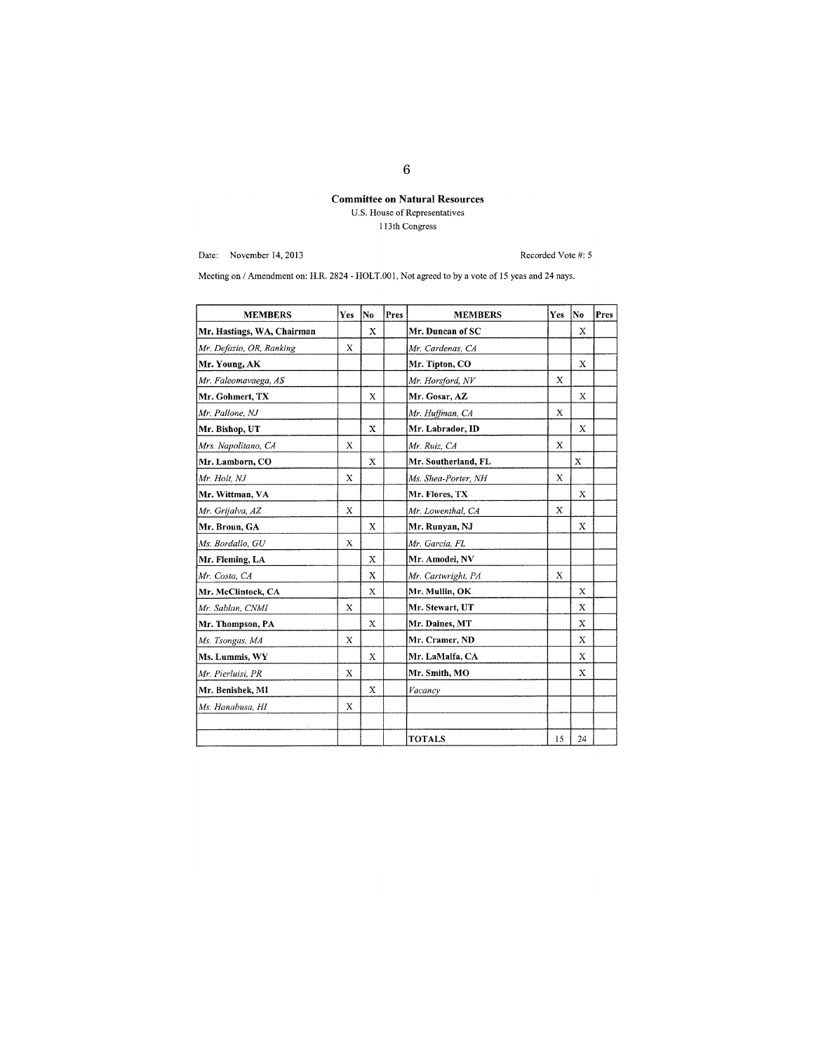**Committee on Natural Resources**

U.S. House of Representatives

113th Congress

Date: November 14, 2013

Recorded Vote #: 5

Meeting on / Amendment on: H.R. 2824 - HOLT.001, Not agreed to by a vote of 15 yeas and 24 nays.

| MEMBERS | Yes | No | Pres | MEMBERS | Yes | No | Pres |
|---|---|---|---|---|---|---|---|
| **Mr. Hastings, WA, Chairman** | | X | | **Mr. Duncan of SC** | | X | |
| *Mr. Defazio, OR, Ranking* | X | | | *Mr. Cardenas, CA* | | | |
| **Mr. Young, AK** | | | | **Mr. Tipton, CO** | | X | |
| *Mr. Faleomavaega, AS* | | | | *Mr. Horsford, NV* | X | | |
| **Mr. Gohmert, TX** | | X | | **Mr. Gosar, AZ** | | X | |
| *Mr. Pallone, NJ* | | | | *Mr. Huffman, CA* | X | | |
| **Mr. Bishop, UT** | | X | | **Mr. Labrador, ID** | | X | |
| *Mrs. Napolitano, CA* | X | | | *Mr. Ruiz, CA* | X | | |
| **Mr. Lamborn, CO** | | X | | **Mr. Southerland, FL** | | X | |
| *Mr. Holt, NJ* | X | | | *Ms. Shea-Porter, NH* | X | | |
| **Mr. Wittman, VA** | | | | **Mr. Flores, TX** | | X | |
| *Mr. Grijalva, AZ* | X | | | *Mr. Lowenthal, CA* | X | | |
| **Mr. Broun, GA** | | X | | **Mr. Runyan, NJ** | | X | |
| *Ms. Bordallo, GU* | X | | | *Mr. Garcia, FL* | | | |
| **Mr. Fleming, LA** | | X | | **Mr. Amodei, NV** | | | |
| *Mr. Costa, CA* | | X | | *Mr. Cartwright, PA* | X | | |
| **Mr. McClintock, CA** | | X | | **Mr. Mullin, OK** | | X | |
| *Mr. Sablan, CNMI* | X | | | **Mr. Stewart, UT** | | X | |
| **Mr. Thompson, PA** | | X | | **Mr. Daines, MT** | | X | |
| *Ms. Tsongas, MA* | X | | | **Mr. Cramer, ND** | | X | |
| **Ms. Lummis, WY** | | X | | **Mr. LaMalfa, CA** | | X | |
| *Mr. Pierluisi, PR* | X | | | **Mr. Smith, MO** | | X | |
| **Mr. Benishek, MI** | | X | | *Vacancy* | | | |
| *Ms. Hanabusa, HI* | X | | | | | | |
| | | | | | | | |
| | | | | **TOTALS** | 15 | 24 | |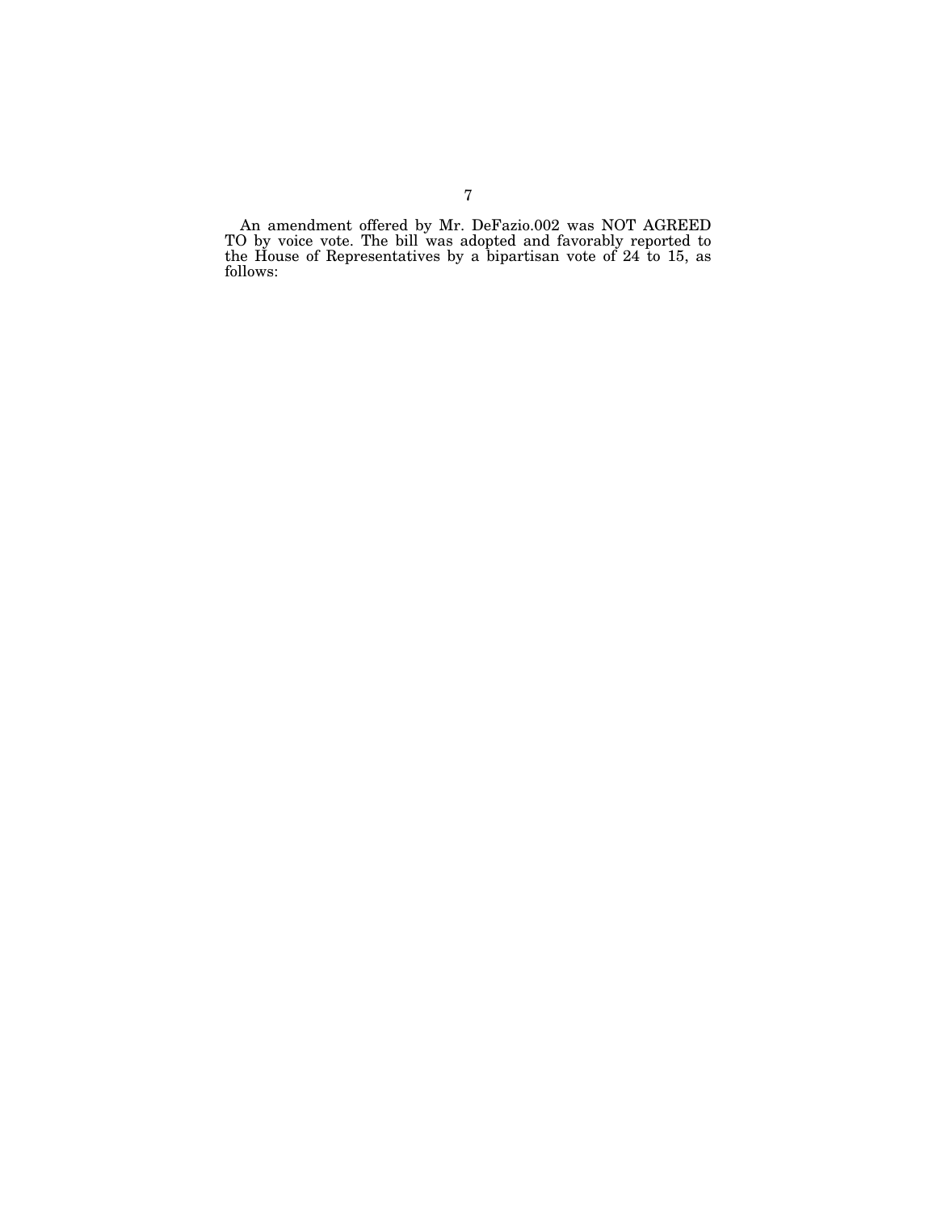An amendment offered by Mr. DeFazio.002 was NOT AGREED TO by voice vote. The bill was adopted and favorably reported to the House of Representatives by a bipartisan vote of 24 to 15, as follows: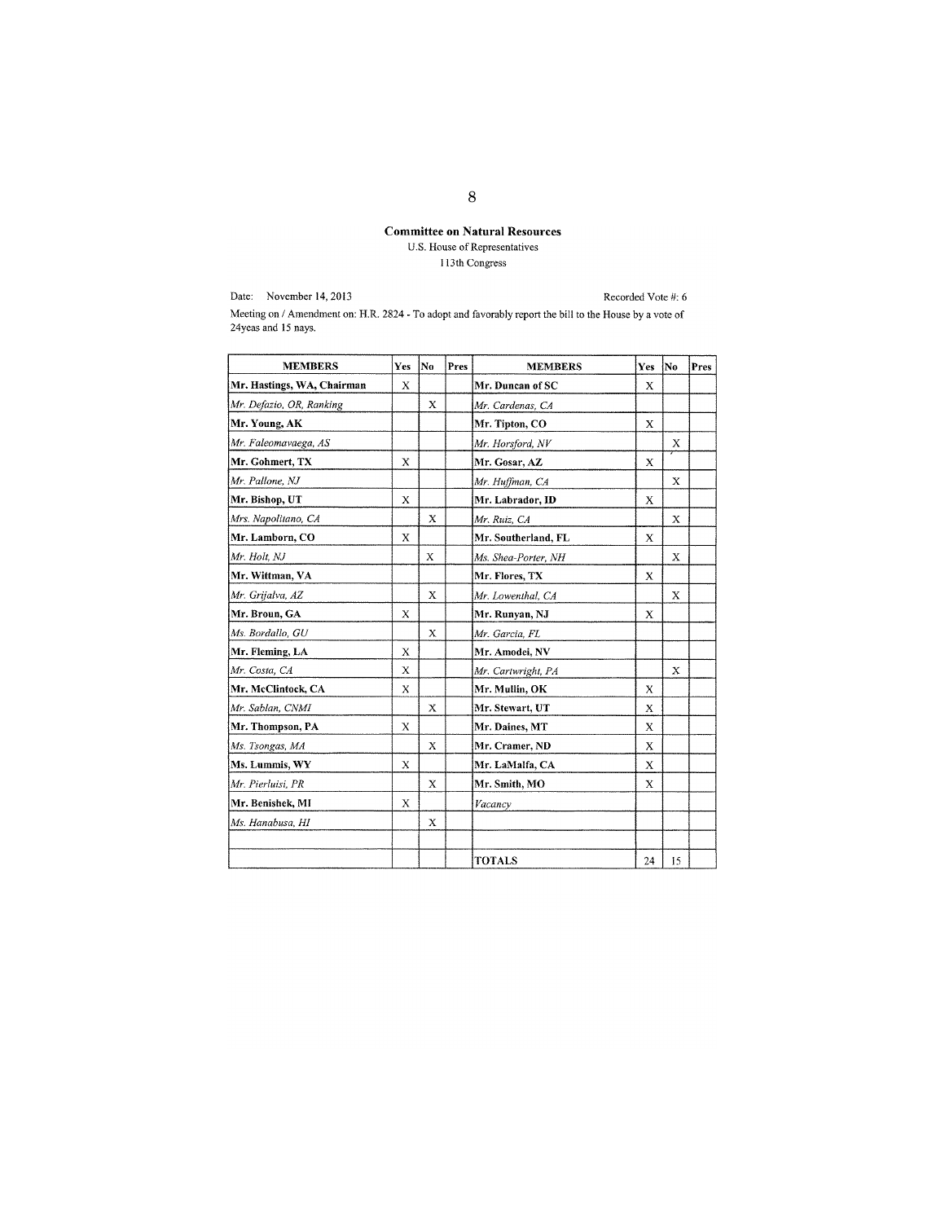**Committee on Natural Resources**
U.S. House of Representatives
113th Congress

Date: November 14, 2013 Recorded Vote #: 6

Meeting on / Amendment on: H.R. 2824 - To adopt and favorably report the bill to the House by a vote of 24yeas and 15 nays.

| MEMBERS | Yes | No | Pres | MEMBERS | Yes | No | Pres |
|---|---|---|---|---|---|---|---|
| **Mr. Hastings, WA, Chairman** | X | | | **Mr. Duncan of SC** | X | | |
| *Mr. Defazio, OR, Ranking* | | X | | *Mr. Cardenas, CA* | | | |
| **Mr. Young, AK** | | | | **Mr. Tipton, CO** | X | | |
| *Mr. Faleomavaega, AS* | | | | *Mr. Horsford, NV* | | X | |
| **Mr. Gohmert, TX** | X | | | **Mr. Gosar, AZ** | X | | |
| *Mr. Pallone, NJ* | | | | *Mr. Huffman, CA* | | X | |
| **Mr. Bishop, UT** | X | | | **Mr. Labrador, ID** | X | | |
| *Mrs. Napolitano, CA* | | X | | *Mr. Ruiz, CA* | | X | |
| **Mr. Lamborn, CO** | X | | | **Mr. Southerland, FL** | X | | |
| *Mr. Holt, NJ* | | X | | *Ms. Shea-Porter, NH* | | X | |
| **Mr. Wittman, VA** | | | | **Mr. Flores, TX** | X | | |
| *Mr. Grijalva, AZ* | | X | | *Mr. Lowenthal, CA* | | X | |
| **Mr. Broun, GA** | X | | | **Mr. Runyan, NJ** | X | | |
| *Ms. Bordallo, GU* | | X | | *Mr. Garcia, FL* | | | |
| **Mr. Fleming, LA** | X | | | **Mr. Amodei, NV** | | | |
| *Mr. Costa, CA* | X | | | *Mr. Cartwright, PA* | | X | |
| **Mr. McClintock, CA** | X | | | **Mr. Mullin, OK** | X | | |
| *Mr. Sablan, CNMI* | | X | | **Mr. Stewart, UT** | X | | |
| **Mr. Thompson, PA** | X | | | **Mr. Daines, MT** | X | | |
| *Ms. Tsongas, MA* | | X | | **Mr. Cramer, ND** | X | | |
| **Ms. Lummis, WY** | X | | | **Mr. LaMalfa, CA** | X | | |
| *Mr. Pierluisi, PR* | | X | | **Mr. Smith, MO** | X | | |
| **Mr. Benishek, MI** | X | | | *Vacancy* | | | |
| *Ms. Hanabusa, HI* | | X | | | | | |
| | | | | | | | |
| | | | | **TOTALS** | 24 | 15 | |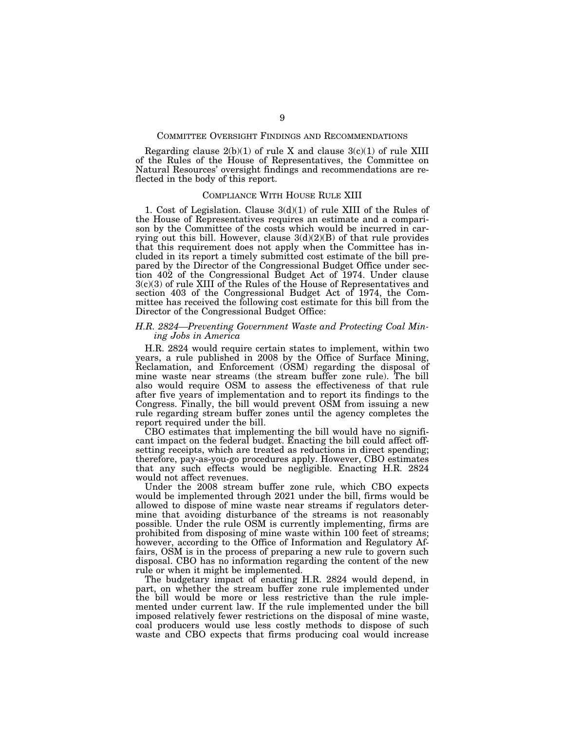## Committee Oversight Findings and Recommendations

Regarding clause 2(b)(1) of rule X and clause 3(c)(1) of rule XIII of the Rules of the House of Representatives, the Committee on Natural Resources' oversight findings and recommendations are reflected in the body of this report.

## Compliance With House Rule XIII

1. Cost of Legislation. Clause 3(d)(1) of rule XIII of the Rules of the House of Representatives requires an estimate and a comparison by the Committee of the costs which would be incurred in carrying out this bill. However, clause 3(d)(2)(B) of that rule provides that this requirement does not apply when the Committee has included in its report a timely submitted cost estimate of the bill prepared by the Director of the Congressional Budget Office under section 402 of the Congressional Budget Act of 1974. Under clause 3(c)(3) of rule XIII of the Rules of the House of Representatives and section 403 of the Congressional Budget Act of 1974, the Committee has received the following cost estimate for this bill from the Director of the Congressional Budget Office:

*H.R. 2824—Preventing Government Waste and Protecting Coal Mining Jobs in America*

H.R. 2824 would require certain states to implement, within two years, a rule published in 2008 by the Office of Surface Mining, Reclamation, and Enforcement (OSM) regarding the disposal of mine waste near streams (the stream buffer zone rule). The bill also would require OSM to assess the effectiveness of that rule after five years of implementation and to report its findings to the Congress. Finally, the bill would prevent OSM from issuing a new rule regarding stream buffer zones until the agency completes the report required under the bill.

CBO estimates that implementing the bill would have no significant impact on the federal budget. Enacting the bill could affect offsetting receipts, which are treated as reductions in direct spending; therefore, pay-as-you-go procedures apply. However, CBO estimates that any such effects would be negligible. Enacting H.R. 2824 would not affect revenues.

Under the 2008 stream buffer zone rule, which CBO expects would be implemented through 2021 under the bill, firms would be allowed to dispose of mine waste near streams if regulators determine that avoiding disturbance of the streams is not reasonably possible. Under the rule OSM is currently implementing, firms are prohibited from disposing of mine waste within 100 feet of streams; however, according to the Office of Information and Regulatory Affairs, OSM is in the process of preparing a new rule to govern such disposal. CBO has no information regarding the content of the new rule or when it might be implemented.

The budgetary impact of enacting H.R. 2824 would depend, in part, on whether the stream buffer zone rule implemented under the bill would be more or less restrictive than the rule implemented under current law. If the rule implemented under the bill imposed relatively fewer restrictions on the disposal of mine waste, coal producers would use less costly methods to dispose of such waste and CBO expects that firms producing coal would increase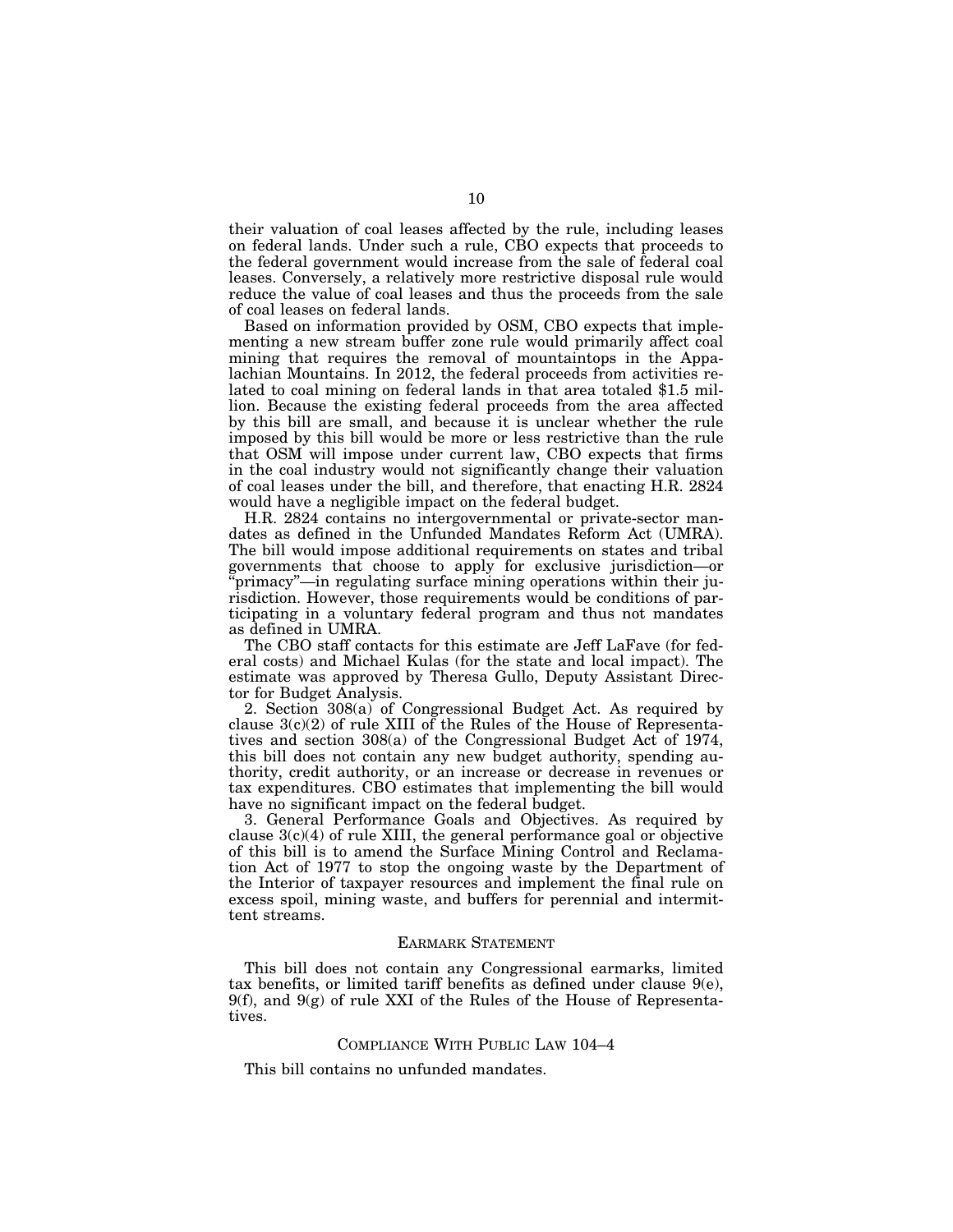their valuation of coal leases affected by the rule, including leases on federal lands. Under such a rule, CBO expects that proceeds to the federal government would increase from the sale of federal coal leases. Conversely, a relatively more restrictive disposal rule would reduce the value of coal leases and thus the proceeds from the sale of coal leases on federal lands.

Based on information provided by OSM, CBO expects that implementing a new stream buffer zone rule would primarily affect coal mining that requires the removal of mountaintops in the Appalachian Mountains. In 2012, the federal proceeds from activities related to coal mining on federal lands in that area totaled $1.5 million. Because the existing federal proceeds from the area affected by this bill are small, and because it is unclear whether the rule imposed by this bill would be more or less restrictive than the rule that OSM will impose under current law, CBO expects that firms in the coal industry would not significantly change their valuation of coal leases under the bill, and therefore, that enacting H.R. 2824 would have a negligible impact on the federal budget.

H.R. 2824 contains no intergovernmental or private-sector mandates as defined in the Unfunded Mandates Reform Act (UMRA). The bill would impose additional requirements on states and tribal governments that choose to apply for exclusive jurisdiction—or "primacy"—in regulating surface mining operations within their jurisdiction. However, those requirements would be conditions of participating in a voluntary federal program and thus not mandates as defined in UMRA.

The CBO staff contacts for this estimate are Jeff LaFave (for federal costs) and Michael Kulas (for the state and local impact). The estimate was approved by Theresa Gullo, Deputy Assistant Director for Budget Analysis.

2. Section 308(a) of Congressional Budget Act. As required by clause 3(c)(2) of rule XIII of the Rules of the House of Representatives and section 308(a) of the Congressional Budget Act of 1974, this bill does not contain any new budget authority, spending authority, credit authority, or an increase or decrease in revenues or tax expenditures. CBO estimates that implementing the bill would have no significant impact on the federal budget.

3. General Performance Goals and Objectives. As required by clause 3(c)(4) of rule XIII, the general performance goal or objective of this bill is to amend the Surface Mining Control and Reclamation Act of 1977 to stop the ongoing waste by the Department of the Interior of taxpayer resources and implement the final rule on excess spoil, mining waste, and buffers for perennial and intermittent streams.

## EARMARK STATEMENT

This bill does not contain any Congressional earmarks, limited tax benefits, or limited tariff benefits as defined under clause 9(e), 9(f), and 9(g) of rule XXI of the Rules of the House of Representatives.

## COMPLIANCE WITH PUBLIC LAW 104–4

This bill contains no unfunded mandates.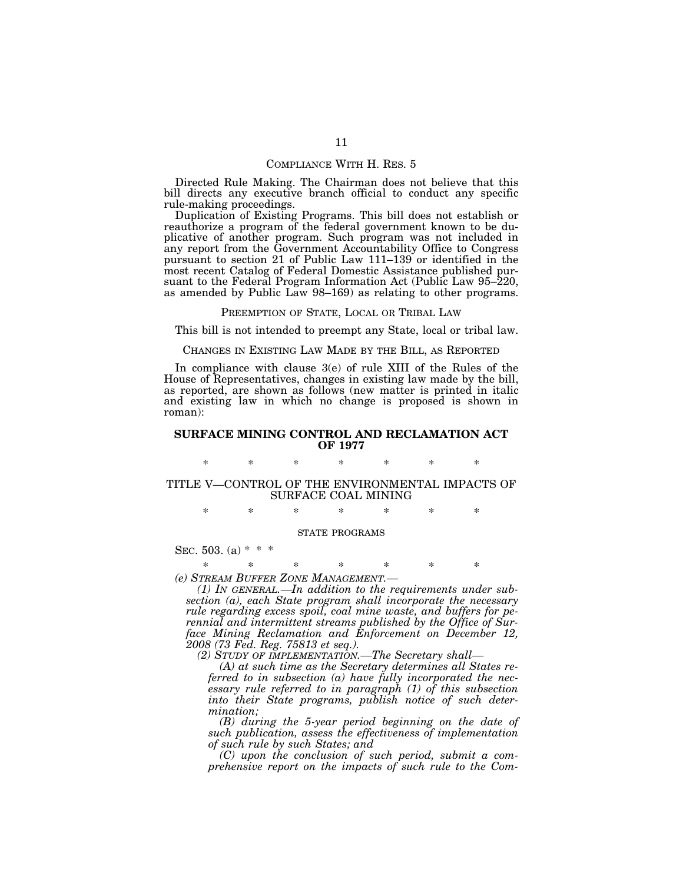## COMPLIANCE WITH H. RES. 5

Directed Rule Making. The Chairman does not believe that this bill directs any executive branch official to conduct any specific rule-making proceedings.

Duplication of Existing Programs. This bill does not establish or reauthorize a program of the federal government known to be duplicative of another program. Such program was not included in any report from the Government Accountability Office to Congress pursuant to section 21 of Public Law 111–139 or identified in the most recent Catalog of Federal Domestic Assistance published pursuant to the Federal Program Information Act (Public Law 95–220, as amended by Public Law 98–169) as relating to other programs.

## PREEMPTION OF STATE, LOCAL OR TRIBAL LAW

This bill is not intended to preempt any State, local or tribal law.

## CHANGES IN EXISTING LAW MADE BY THE BILL, AS REPORTED

In compliance with clause 3(e) of rule XIII of the Rules of the House of Representatives, changes in existing law made by the bill, as reported, are shown as follows (new matter is printed in italic and existing law in which no change is proposed is shown in roman):

# SURFACE MINING CONTROL AND RECLAMATION ACT OF 1977

\* \* \* \* \* \* \*

## TITLE V—CONTROL OF THE ENVIRONMENTAL IMPACTS OF SURFACE COAL MINING

\* \* \* \* \* \* \*

### STATE PROGRAMS

SEC. 503. (a) \* \* \*

\* \* \* \* \* \* \*

*(e) STREAM BUFFER ZONE MANAGEMENT.—*

*(1) IN GENERAL.—In addition to the requirements under subsection (a), each State program shall incorporate the necessary rule regarding excess spoil, coal mine waste, and buffers for perennial and intermittent streams published by the Office of Surface Mining Reclamation and Enforcement on December 12, 2008 (73 Fed. Reg. 75813 et seq.).*

*(2) STUDY OF IMPLEMENTATION.—The Secretary shall—*

*(A) at such time as the Secretary determines all States referred to in subsection (a) have fully incorporated the necessary rule referred to in paragraph (1) of this subsection into their State programs, publish notice of such determination;*

*(B) during the 5-year period beginning on the date of such publication, assess the effectiveness of implementation of such rule by such States; and*

*(C) upon the conclusion of such period, submit a comprehensive report on the impacts of such rule to the Com-*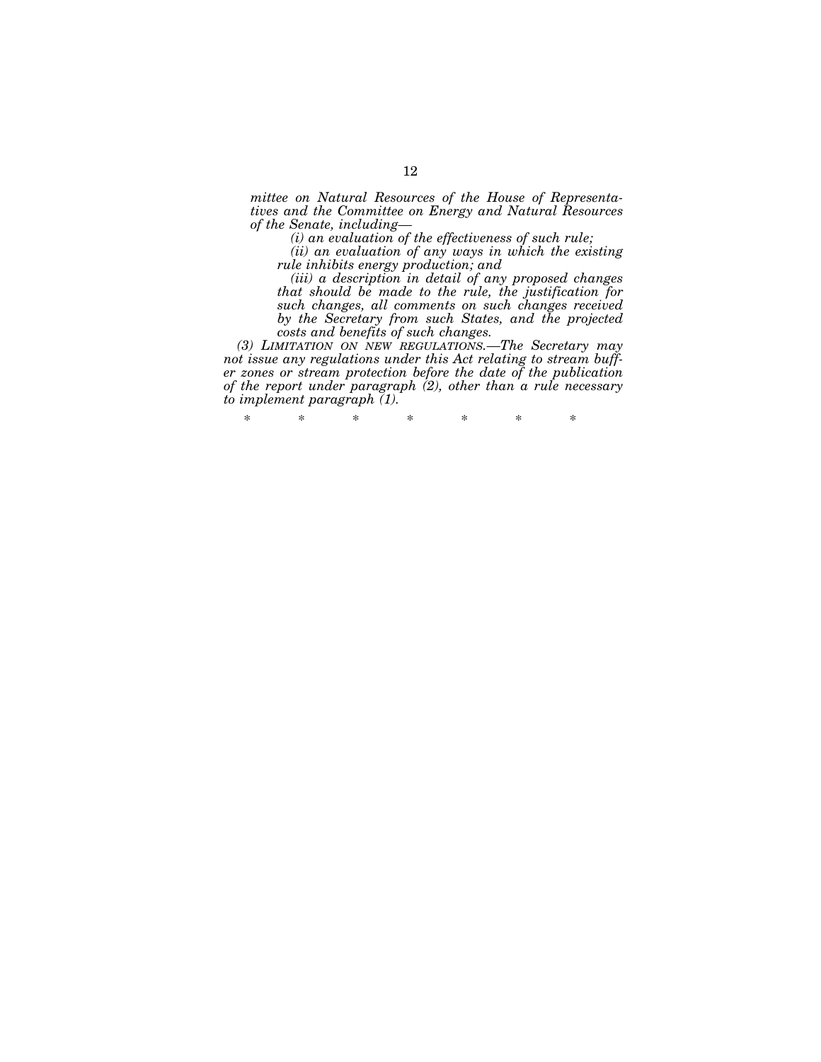*mittee on Natural Resources of the House of Representatives and the Committee on Energy and Natural Resources of the Senate, including—*

*(i) an evaluation of the effectiveness of such rule;*

*(ii) an evaluation of any ways in which the existing rule inhibits energy production; and*

*(iii) a description in detail of any proposed changes that should be made to the rule, the justification for such changes, all comments on such changes received by the Secretary from such States, and the projected costs and benefits of such changes.*

*(3) LIMITATION ON NEW REGULATIONS.—The Secretary may not issue any regulations under this Act relating to stream buffer zones or stream protection before the date of the publication of the report under paragraph (2), other than a rule necessary to implement paragraph (1).*

\* \* \* \* \* \* \*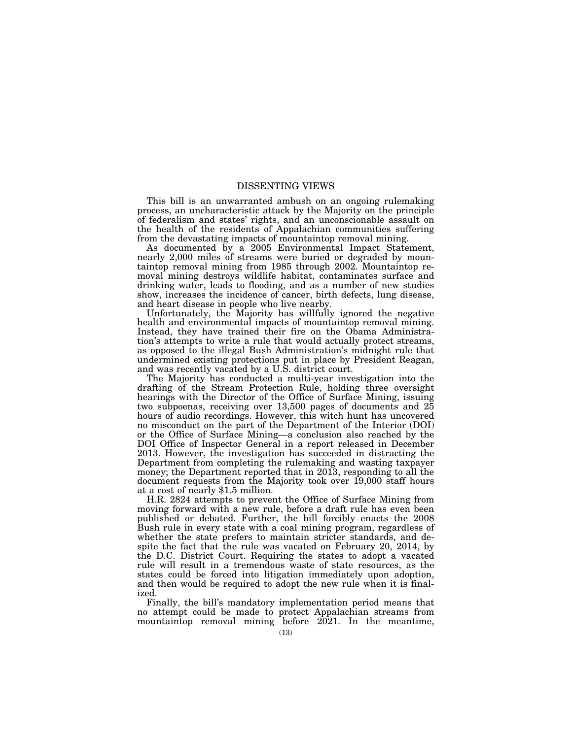## DISSENTING VIEWS

This bill is an unwarranted ambush on an ongoing rulemaking process, an uncharacteristic attack by the Majority on the principle of federalism and states' rights, and an unconscionable assault on the health of the residents of Appalachian communities suffering from the devastating impacts of mountaintop removal mining.

As documented by a 2005 Environmental Impact Statement, nearly 2,000 miles of streams were buried or degraded by mountaintop removal mining from 1985 through 2002. Mountaintop removal mining destroys wildlife habitat, contaminates surface and drinking water, leads to flooding, and as a number of new studies show, increases the incidence of cancer, birth defects, lung disease, and heart disease in people who live nearby.

Unfortunately, the Majority has willfully ignored the negative health and environmental impacts of mountaintop removal mining. Instead, they have trained their fire on the Obama Administration's attempts to write a rule that would actually protect streams, as opposed to the illegal Bush Administration's midnight rule that undermined existing protections put in place by President Reagan, and was recently vacated by a U.S. district court.

The Majority has conducted a multi-year investigation into the drafting of the Stream Protection Rule, holding three oversight hearings with the Director of the Office of Surface Mining, issuing two subpoenas, receiving over 13,500 pages of documents and 25 hours of audio recordings. However, this witch hunt has uncovered no misconduct on the part of the Department of the Interior (DOI) or the Office of Surface Mining—a conclusion also reached by the DOI Office of Inspector General in a report released in December 2013. However, the investigation has succeeded in distracting the Department from completing the rulemaking and wasting taxpayer money; the Department reported that in 2013, responding to all the document requests from the Majority took over 19,000 staff hours at a cost of nearly $1.5 million.

H.R. 2824 attempts to prevent the Office of Surface Mining from moving forward with a new rule, before a draft rule has even been published or debated. Further, the bill forcibly enacts the 2008 Bush rule in every state with a coal mining program, regardless of whether the state prefers to maintain stricter standards, and despite the fact that the rule was vacated on February 20, 2014, by the D.C. District Court. Requiring the states to adopt a vacated rule will result in a tremendous waste of state resources, as the states could be forced into litigation immediately upon adoption, and then would be required to adopt the new rule when it is finalized.

Finally, the bill's mandatory implementation period means that no attempt could be made to protect Appalachian streams from mountaintop removal mining before 2021. In the meantime,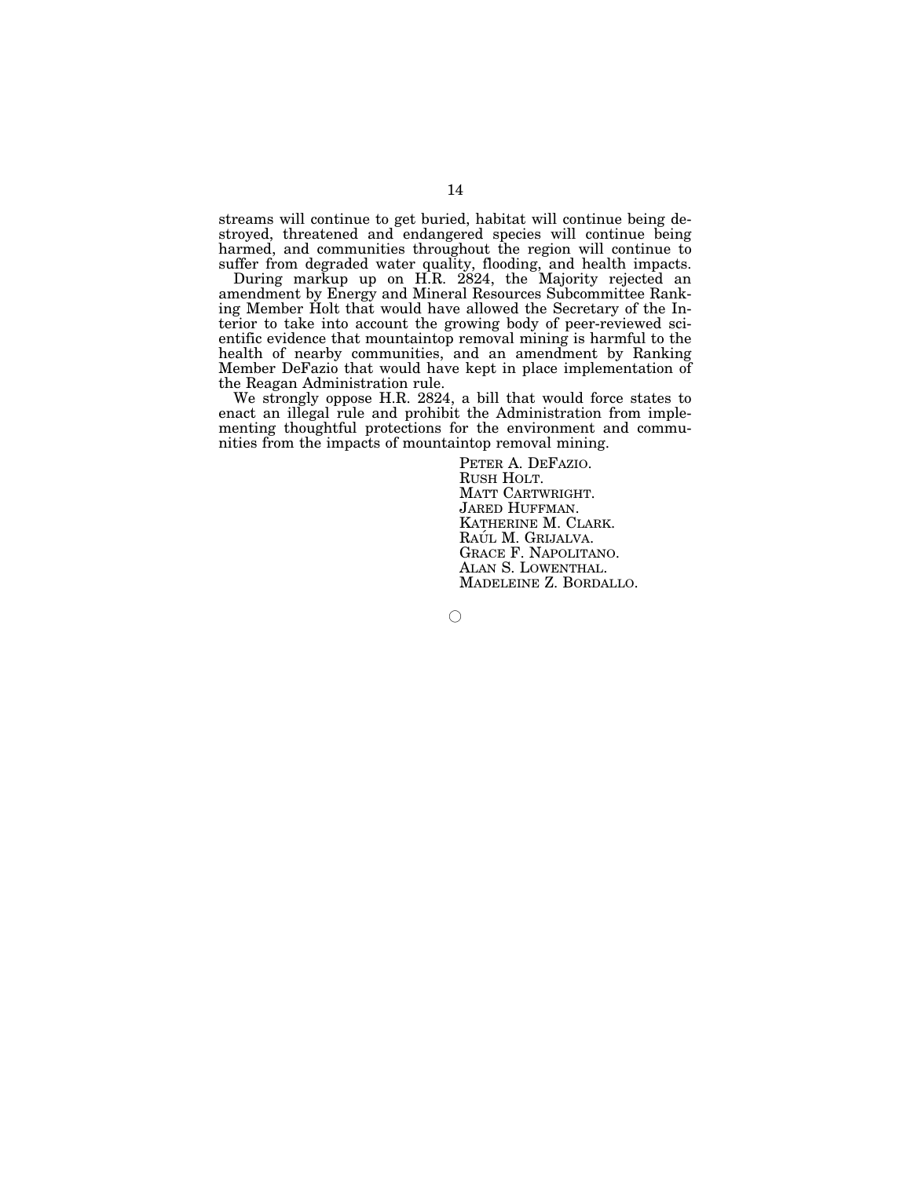streams will continue to get buried, habitat will continue being destroyed, threatened and endangered species will continue being harmed, and communities throughout the region will continue to suffer from degraded water quality, flooding, and health impacts.

During markup up on H.R. 2824, the Majority rejected an amendment by Energy and Mineral Resources Subcommittee Ranking Member Holt that would have allowed the Secretary of the Interior to take into account the growing body of peer-reviewed scientific evidence that mountaintop removal mining is harmful to the health of nearby communities, and an amendment by Ranking Member DeFazio that would have kept in place implementation of the Reagan Administration rule.

We strongly oppose H.R. 2824, a bill that would force states to enact an illegal rule and prohibit the Administration from implementing thoughtful protections for the environment and communities from the impacts of mountaintop removal mining.

PETER A. DEFAZIO.
RUSH HOLT.
MATT CARTWRIGHT.
JARED HUFFMAN.
KATHERINE M. CLARK.
RAÚL M. GRIJALVA.
GRACE F. NAPOLITANO.
ALAN S. LOWENTHAL.
MADELEINE Z. BORDALLO.